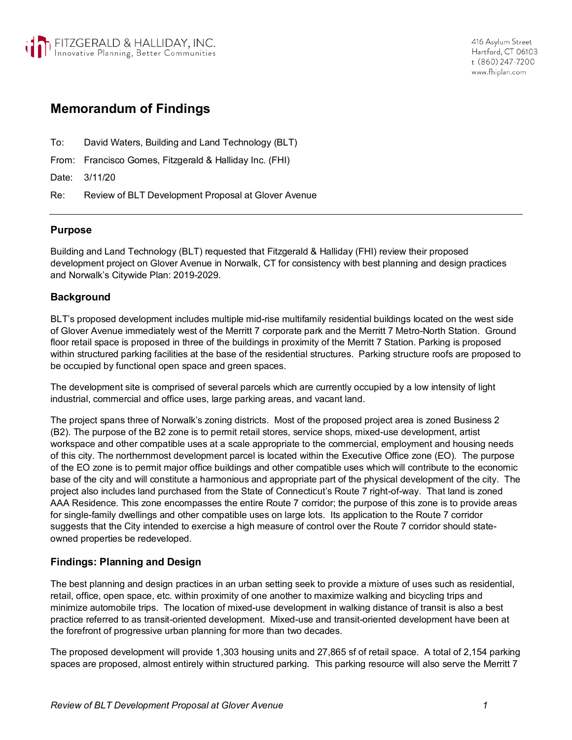FITZGERALD & HALLIDAY, INC.
Innovative Planning, Better Communities

416 Asylum Street
Hartford, CT 06103
t (860) 247-7200
www.fhiplan.com

# Memorandum of Findings

To: David Waters, Building and Land Technology (BLT)

From: Francisco Gomes, Fitzgerald & Halliday Inc. (FHI)

Date: 3/11/20

Re: Review of BLT Development Proposal at Glover Avenue

---

## Purpose

Building and Land Technology (BLT) requested that Fitzgerald & Halliday (FHI) review their proposed development project on Glover Avenue in Norwalk, CT for consistency with best planning and design practices and Norwalk's Citywide Plan: 2019-2029.

## Background

BLT's proposed development includes multiple mid-rise multifamily residential buildings located on the west side of Glover Avenue immediately west of the Merritt 7 corporate park and the Merritt 7 Metro-North Station. Ground floor retail space is proposed in three of the buildings in proximity of the Merritt 7 Station. Parking is proposed within structured parking facilities at the base of the residential structures. Parking structure roofs are proposed to be occupied by functional open space and green spaces.

The development site is comprised of several parcels which are currently occupied by a low intensity of light industrial, commercial and office uses, large parking areas, and vacant land.

The project spans three of Norwalk's zoning districts. Most of the proposed project area is zoned Business 2 (B2). The purpose of the B2 zone is to permit retail stores, service shops, mixed-use development, artist workspace and other compatible uses at a scale appropriate to the commercial, employment and housing needs of this city. The northernmost development parcel is located within the Executive Office zone (EO). The purpose of the EO zone is to permit major office buildings and other compatible uses which will contribute to the economic base of the city and will constitute a harmonious and appropriate part of the physical development of the city. The project also includes land purchased from the State of Connecticut's Route 7 right-of-way. That land is zoned AAA Residence. This zone encompasses the entire Route 7 corridor; the purpose of this zone is to provide areas for single-family dwellings and other compatible uses on large lots. Its application to the Route 7 corridor suggests that the City intended to exercise a high measure of control over the Route 7 corridor should state-owned properties be redeveloped.

## Findings: Planning and Design

The best planning and design practices in an urban setting seek to provide a mixture of uses such as residential, retail, office, open space, etc. within proximity of one another to maximize walking and bicycling trips and minimize automobile trips. The location of mixed-use development in walking distance of transit is also a best practice referred to as transit-oriented development. Mixed-use and transit-oriented development have been at the forefront of progressive urban planning for more than two decades.

The proposed development will provide 1,303 housing units and 27,865 sf of retail space. A total of 2,154 parking spaces are proposed, almost entirely within structured parking. This parking resource will also serve the Merritt 7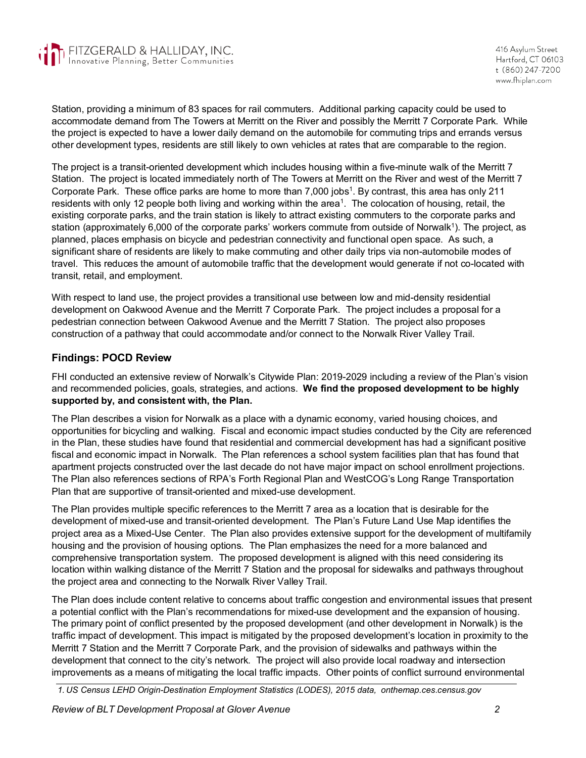Station, providing a minimum of 83 spaces for rail commuters. Additional parking capacity could be used to accommodate demand from The Towers at Merritt on the River and possibly the Merritt 7 Corporate Park. While the project is expected to have a lower daily demand on the automobile for commuting trips and errands versus other development types, residents are still likely to own vehicles at rates that are comparable to the region.

The project is a transit-oriented development which includes housing within a five-minute walk of the Merritt 7 Station. The project is located immediately north of The Towers at Merritt on the River and west of the Merritt 7 Corporate Park. These office parks are home to more than 7,000 jobs[1]. By contrast, this area has only 211 residents with only 12 people both living and working within the area[1]. The colocation of housing, retail, the existing corporate parks, and the train station is likely to attract existing commuters to the corporate parks and station (approximately 6,000 of the corporate parks' workers commute from outside of Norwalk[1]). The project, as planned, places emphasis on bicycle and pedestrian connectivity and functional open space. As such, a significant share of residents are likely to make commuting and other daily trips via non-automobile modes of travel. This reduces the amount of automobile traffic that the development would generate if not co-located with transit, retail, and employment.

With respect to land use, the project provides a transitional use between low and mid-density residential development on Oakwood Avenue and the Merritt 7 Corporate Park. The project includes a proposal for a pedestrian connection between Oakwood Avenue and the Merritt 7 Station. The project also proposes construction of a pathway that could accommodate and/or connect to the Norwalk River Valley Trail.

## Findings: POCD Review

FHI conducted an extensive review of Norwalk's Citywide Plan: 2019-2029 including a review of the Plan's vision and recommended policies, goals, strategies, and actions. **We find the proposed development to be highly supported by, and consistent with, the Plan.**

The Plan describes a vision for Norwalk as a place with a dynamic economy, varied housing choices, and opportunities for bicycling and walking. Fiscal and economic impact studies conducted by the City are referenced in the Plan, these studies have found that residential and commercial development has had a significant positive fiscal and economic impact in Norwalk. The Plan references a school system facilities plan that has found that apartment projects constructed over the last decade do not have major impact on school enrollment projections. The Plan also references sections of RPA's Forth Regional Plan and WestCOG's Long Range Transportation Plan that are supportive of transit-oriented and mixed-use development.

The Plan provides multiple specific references to the Merritt 7 area as a location that is desirable for the development of mixed-use and transit-oriented development. The Plan's Future Land Use Map identifies the project area as a Mixed-Use Center. The Plan also provides extensive support for the development of multifamily housing and the provision of housing options. The Plan emphasizes the need for a more balanced and comprehensive transportation system. The proposed development is aligned with this need considering its location within walking distance of the Merritt 7 Station and the proposal for sidewalks and pathways throughout the project area and connecting to the Norwalk River Valley Trail.

The Plan does include content relative to concerns about traffic congestion and environmental issues that present a potential conflict with the Plan's recommendations for mixed-use development and the expansion of housing. The primary point of conflict presented by the proposed development (and other development in Norwalk) is the traffic impact of development. This impact is mitigated by the proposed development's location in proximity to the Merritt 7 Station and the Merritt 7 Corporate Park, and the provision of sidewalks and pathways within the development that connect to the city's network. The project will also provide local roadway and intersection improvements as a means of mitigating the local traffic impacts. Other points of conflict surround environmental

*1. US Census LEHD Origin-Destination Employment Statistics (LODES), 2015 data, onthemap.ces.census.gov*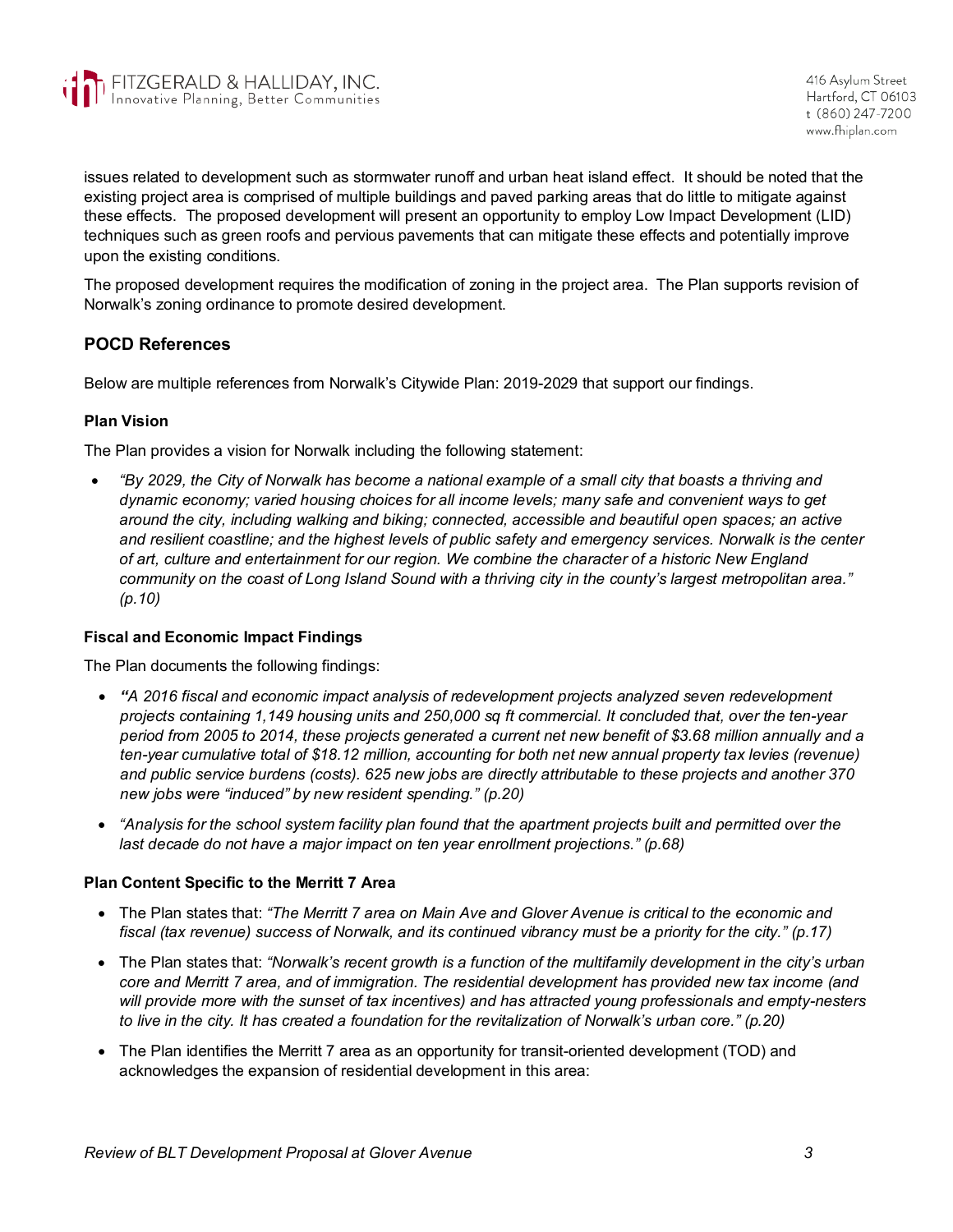issues related to development such as stormwater runoff and urban heat island effect. It should be noted that the existing project area is comprised of multiple buildings and paved parking areas that do little to mitigate against these effects. The proposed development will present an opportunity to employ Low Impact Development (LID) techniques such as green roofs and pervious pavements that can mitigate these effects and potentially improve upon the existing conditions.

The proposed development requires the modification of zoning in the project area. The Plan supports revision of Norwalk's zoning ordinance to promote desired development.

## POCD References

Below are multiple references from Norwalk's Citywide Plan: 2019-2029 that support our findings.

### Plan Vision

The Plan provides a vision for Norwalk including the following statement:

- *"By 2029, the City of Norwalk has become a national example of a small city that boasts a thriving and dynamic economy; varied housing choices for all income levels; many safe and convenient ways to get around the city, including walking and biking; connected, accessible and beautiful open spaces; an active and resilient coastline; and the highest levels of public safety and emergency services. Norwalk is the center of art, culture and entertainment for our region. We combine the character of a historic New England community on the coast of Long Island Sound with a thriving city in the county's largest metropolitan area." (p.10)*

### Fiscal and Economic Impact Findings

The Plan documents the following findings:

- *"A 2016 fiscal and economic impact analysis of redevelopment projects analyzed seven redevelopment projects containing 1,149 housing units and 250,000 sq ft commercial. It concluded that, over the ten-year period from 2005 to 2014, these projects generated a current net new benefit of $3.68 million annually and a ten-year cumulative total of $18.12 million, accounting for both net new annual property tax levies (revenue) and public service burdens (costs). 625 new jobs are directly attributable to these projects and another 370 new jobs were "induced" by new resident spending." (p.20)*
- *"Analysis for the school system facility plan found that the apartment projects built and permitted over the last decade do not have a major impact on ten year enrollment projections." (p.68)*

### Plan Content Specific to the Merritt 7 Area

- The Plan states that: *"The Merritt 7 area on Main Ave and Glover Avenue is critical to the economic and fiscal (tax revenue) success of Norwalk, and its continued vibrancy must be a priority for the city." (p.17)*
- The Plan states that: *"Norwalk's recent growth is a function of the multifamily development in the city's urban core and Merritt 7 area, and of immigration. The residential development has provided new tax income (and will provide more with the sunset of tax incentives) and has attracted young professionals and empty-nesters to live in the city. It has created a foundation for the revitalization of Norwalk's urban core." (p.20)*
- The Plan identifies the Merritt 7 area as an opportunity for transit-oriented development (TOD) and acknowledges the expansion of residential development in this area: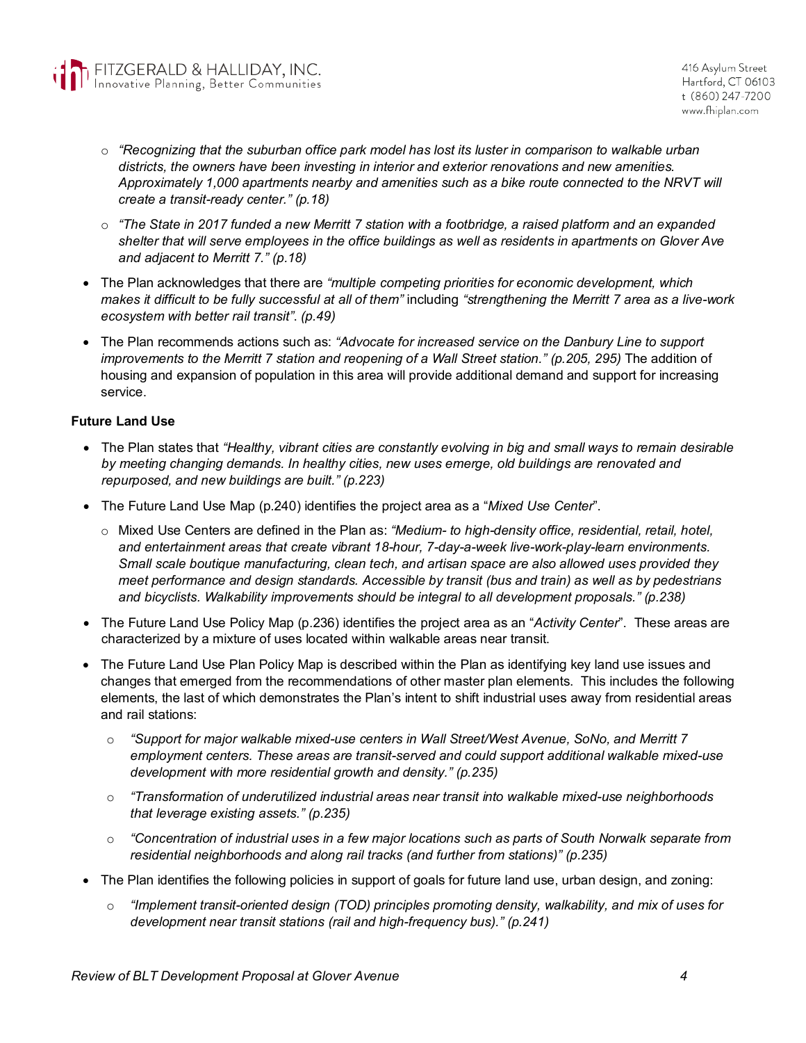- *"Recognizing that the suburban office park model has lost its luster in comparison to walkable urban districts, the owners have been investing in interior and exterior renovations and new amenities. Approximately 1,000 apartments nearby and amenities such as a bike route connected to the NRVT will create a transit-ready center." (p.18)*
  - *"The State in 2017 funded a new Merritt 7 station with a footbridge, a raised platform and an expanded shelter that will serve employees in the office buildings as well as residents in apartments on Glover Ave and adjacent to Merritt 7." (p.18)*
- The Plan acknowledges that there are *"multiple competing priorities for economic development, which makes it difficult to be fully successful at all of them"* including *"strengthening the Merritt 7 area as a live-work ecosystem with better rail transit". (p.49)*
- The Plan recommends actions such as: *"Advocate for increased service on the Danbury Line to support improvements to the Merritt 7 station and reopening of a Wall Street station." (p.205, 295)* The addition of housing and expansion of population in this area will provide additional demand and support for increasing service.

**Future Land Use**

- The Plan states that *"Healthy, vibrant cities are constantly evolving in big and small ways to remain desirable by meeting changing demands. In healthy cities, new uses emerge, old buildings are renovated and repurposed, and new buildings are built." (p.223)*
- The Future Land Use Map (p.240) identifies the project area as a "*Mixed Use Center*".
  - Mixed Use Centers are defined in the Plan as: *"Medium- to high-density office, residential, retail, hotel, and entertainment areas that create vibrant 18-hour, 7-day-a-week live-work-play-learn environments. Small scale boutique manufacturing, clean tech, and artisan space are also allowed uses provided they meet performance and design standards. Accessible by transit (bus and train) as well as by pedestrians and bicyclists. Walkability improvements should be integral to all development proposals." (p.238)*
- The Future Land Use Policy Map (p.236) identifies the project area as an "*Activity Center*". These areas are characterized by a mixture of uses located within walkable areas near transit.
- The Future Land Use Plan Policy Map is described within the Plan as identifying key land use issues and changes that emerged from the recommendations of other master plan elements. This includes the following elements, the last of which demonstrates the Plan's intent to shift industrial uses away from residential areas and rail stations:
  - *"Support for major walkable mixed-use centers in Wall Street/West Avenue, SoNo, and Merritt 7 employment centers. These areas are transit-served and could support additional walkable mixed-use development with more residential growth and density." (p.235)*
  - *"Transformation of underutilized industrial areas near transit into walkable mixed-use neighborhoods that leverage existing assets." (p.235)*
  - *"Concentration of industrial uses in a few major locations such as parts of South Norwalk separate from residential neighborhoods and along rail tracks (and further from stations)" (p.235)*
- The Plan identifies the following policies in support of goals for future land use, urban design, and zoning:
  - *"Implement transit-oriented design (TOD) principles promoting density, walkability, and mix of uses for development near transit stations (rail and high-frequency bus)." (p.241)*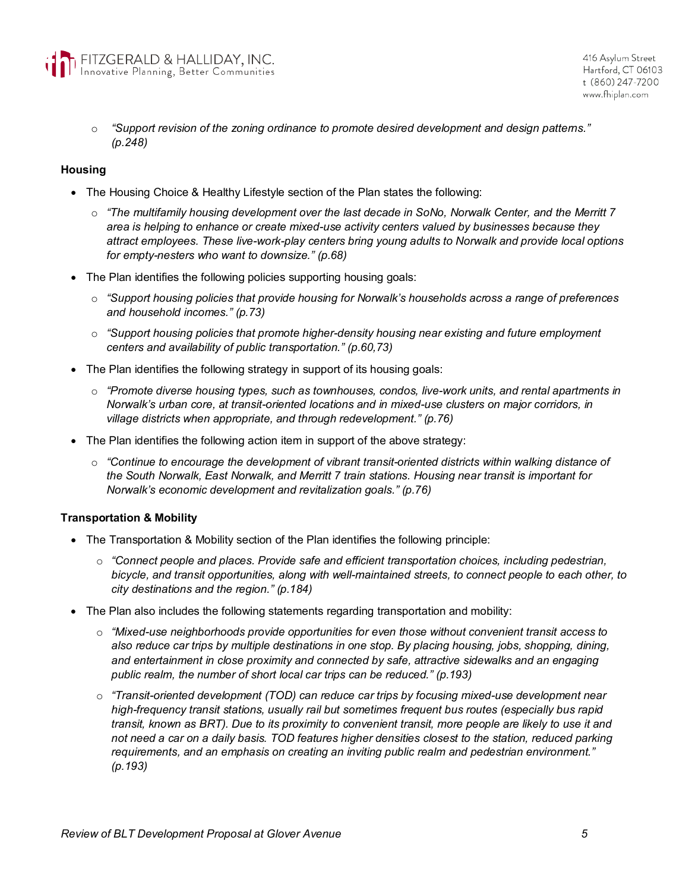- *"Support revision of the zoning ordinance to promote desired development and design patterns." (p.248)*

**Housing**

- The Housing Choice & Healthy Lifestyle section of the Plan states the following:
  - *"The multifamily housing development over the last decade in SoNo, Norwalk Center, and the Merritt 7 area is helping to enhance or create mixed-use activity centers valued by businesses because they attract employees. These live-work-play centers bring young adults to Norwalk and provide local options for empty-nesters who want to downsize." (p.68)*
- The Plan identifies the following policies supporting housing goals:
  - *"Support housing policies that provide housing for Norwalk's households across a range of preferences and household incomes." (p.73)*
  - *"Support housing policies that promote higher-density housing near existing and future employment centers and availability of public transportation." (p.60,73)*
- The Plan identifies the following strategy in support of its housing goals:
  - *"Promote diverse housing types, such as townhouses, condos, live-work units, and rental apartments in Norwalk's urban core, at transit-oriented locations and in mixed-use clusters on major corridors, in village districts when appropriate, and through redevelopment." (p.76)*
- The Plan identifies the following action item in support of the above strategy:
  - *"Continue to encourage the development of vibrant transit-oriented districts within walking distance of the South Norwalk, East Norwalk, and Merritt 7 train stations. Housing near transit is important for Norwalk's economic development and revitalization goals." (p.76)*

**Transportation & Mobility**

- The Transportation & Mobility section of the Plan identifies the following principle:
  - *"Connect people and places. Provide safe and efficient transportation choices, including pedestrian, bicycle, and transit opportunities, along with well-maintained streets, to connect people to each other, to city destinations and the region." (p.184)*
- The Plan also includes the following statements regarding transportation and mobility:
  - *"Mixed-use neighborhoods provide opportunities for even those without convenient transit access to also reduce car trips by multiple destinations in one stop. By placing housing, jobs, shopping, dining, and entertainment in close proximity and connected by safe, attractive sidewalks and an engaging public realm, the number of short local car trips can be reduced." (p.193)*
  - *"Transit-oriented development (TOD) can reduce car trips by focusing mixed-use development near high-frequency transit stations, usually rail but sometimes frequent bus routes (especially bus rapid transit, known as BRT). Due to its proximity to convenient transit, more people are likely to use it and not need a car on a daily basis. TOD features higher densities closest to the station, reduced parking requirements, and an emphasis on creating an inviting public realm and pedestrian environment." (p.193)*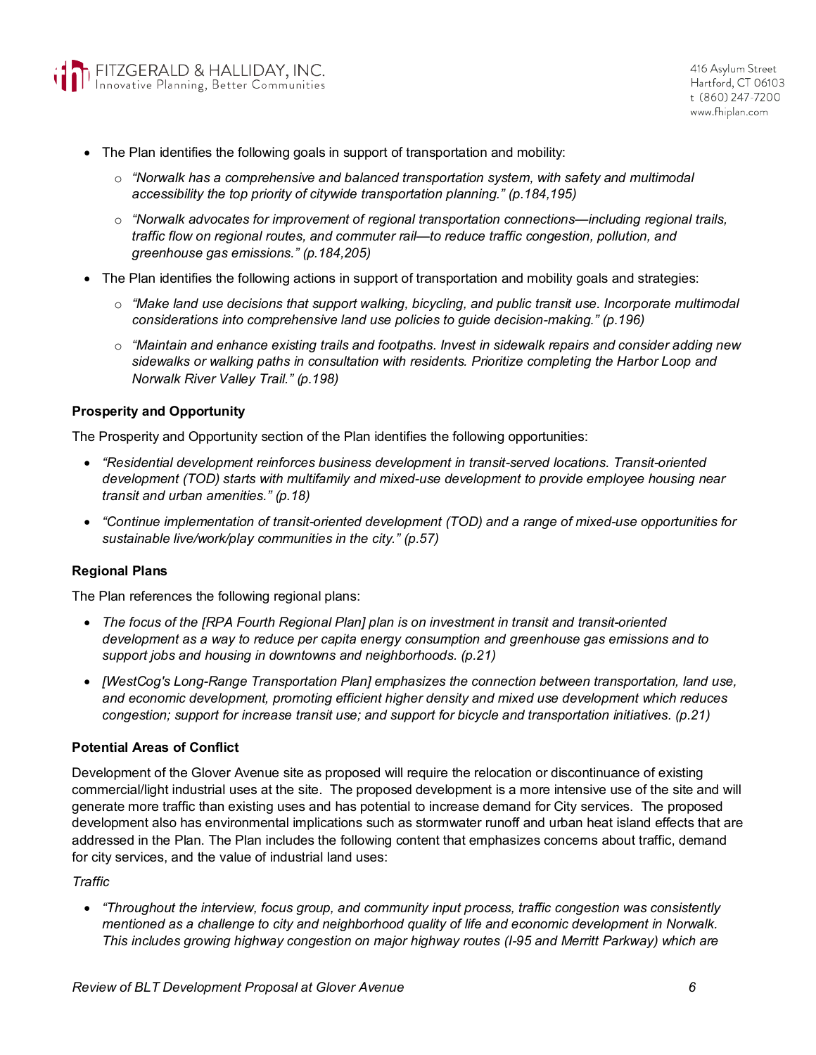- The Plan identifies the following goals in support of transportation and mobility:
  - *"Norwalk has a comprehensive and balanced transportation system, with safety and multimodal accessibility the top priority of citywide transportation planning." (p.184,195)*
  - *"Norwalk advocates for improvement of regional transportation connections—including regional trails, traffic flow on regional routes, and commuter rail—to reduce traffic congestion, pollution, and greenhouse gas emissions." (p.184,205)*
- The Plan identifies the following actions in support of transportation and mobility goals and strategies:
  - *"Make land use decisions that support walking, bicycling, and public transit use. Incorporate multimodal considerations into comprehensive land use policies to guide decision-making." (p.196)*
  - *"Maintain and enhance existing trails and footpaths. Invest in sidewalk repairs and consider adding new sidewalks or walking paths in consultation with residents. Prioritize completing the Harbor Loop and Norwalk River Valley Trail." (p.198)*

**Prosperity and Opportunity**

The Prosperity and Opportunity section of the Plan identifies the following opportunities:

- *"Residential development reinforces business development in transit-served locations. Transit-oriented development (TOD) starts with multifamily and mixed-use development to provide employee housing near transit and urban amenities." (p.18)*
- *"Continue implementation of transit-oriented development (TOD) and a range of mixed-use opportunities for sustainable live/work/play communities in the city." (p.57)*

**Regional Plans**

The Plan references the following regional plans:

- *The focus of the [RPA Fourth Regional Plan] plan is on investment in transit and transit-oriented development as a way to reduce per capita energy consumption and greenhouse gas emissions and to support jobs and housing in downtowns and neighborhoods. (p.21)*
- *[WestCog's Long-Range Transportation Plan] emphasizes the connection between transportation, land use, and economic development, promoting efficient higher density and mixed use development which reduces congestion; support for increase transit use; and support for bicycle and transportation initiatives. (p.21)*

**Potential Areas of Conflict**

Development of the Glover Avenue site as proposed will require the relocation or discontinuance of existing commercial/light industrial uses at the site. The proposed development is a more intensive use of the site and will generate more traffic than existing uses and has potential to increase demand for City services. The proposed development also has environmental implications such as stormwater runoff and urban heat island effects that are addressed in the Plan. The Plan includes the following content that emphasizes concerns about traffic, demand for city services, and the value of industrial land uses:

*Traffic*

- *"Throughout the interview, focus group, and community input process, traffic congestion was consistently mentioned as a challenge to city and neighborhood quality of life and economic development in Norwalk. This includes growing highway congestion on major highway routes (I-95 and Merritt Parkway) which are*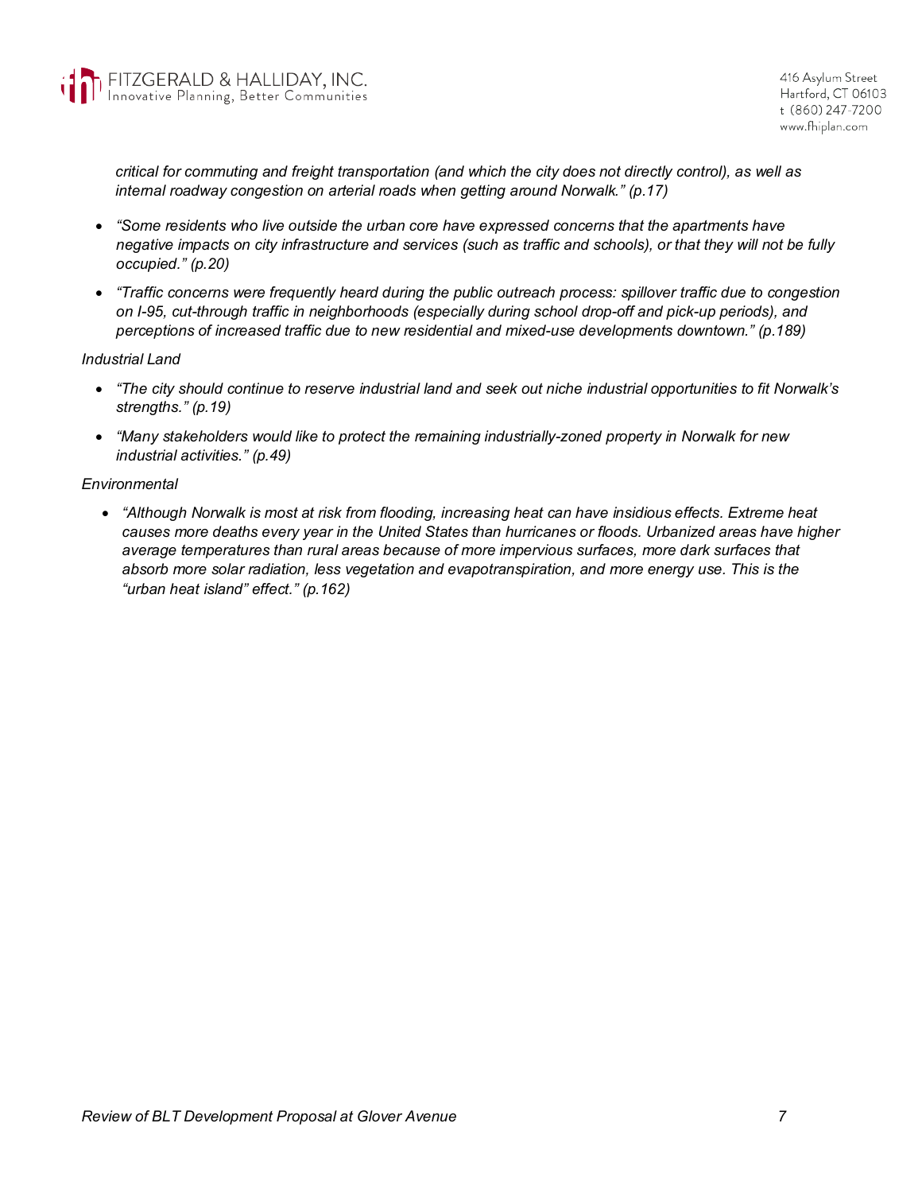*critical for commuting and freight transportation (and which the city does not directly control), as well as internal roadway congestion on arterial roads when getting around Norwalk." (p.17)*

- *"Some residents who live outside the urban core have expressed concerns that the apartments have negative impacts on city infrastructure and services (such as traffic and schools), or that they will not be fully occupied." (p.20)*
- *"Traffic concerns were frequently heard during the public outreach process: spillover traffic due to congestion on I-95, cut-through traffic in neighborhoods (especially during school drop-off and pick-up periods), and perceptions of increased traffic due to new residential and mixed-use developments downtown." (p.189)*

*Industrial Land*

- *"The city should continue to reserve industrial land and seek out niche industrial opportunities to fit Norwalk's strengths." (p.19)*
- *"Many stakeholders would like to protect the remaining industrially-zoned property in Norwalk for new industrial activities." (p.49)*

*Environmental*

- *"Although Norwalk is most at risk from flooding, increasing heat can have insidious effects. Extreme heat causes more deaths every year in the United States than hurricanes or floods. Urbanized areas have higher average temperatures than rural areas because of more impervious surfaces, more dark surfaces that absorb more solar radiation, less vegetation and evapotranspiration, and more energy use. This is the "urban heat island" effect." (p.162)*